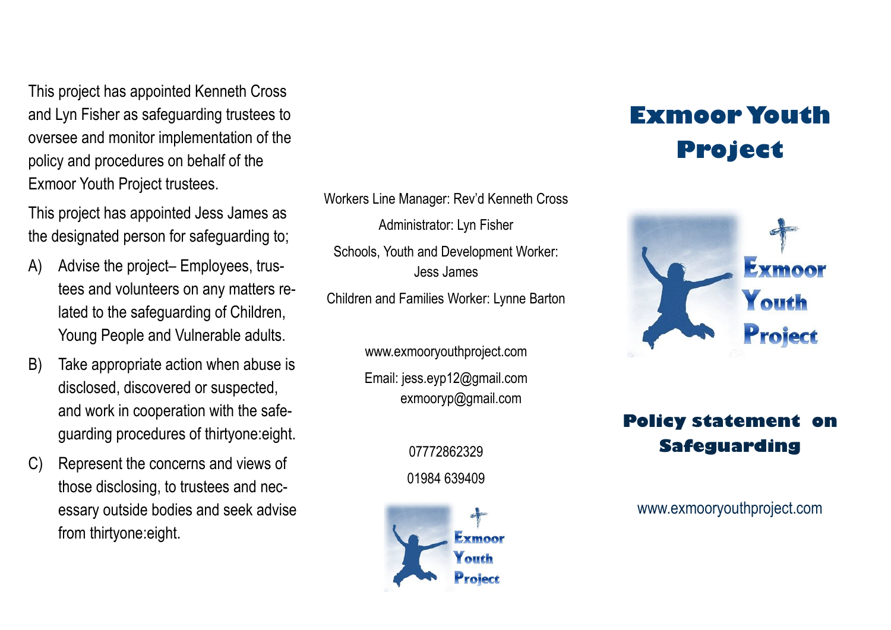This project has appointed Kenneth Cross and Lyn Fisher as safeguarding trustees to oversee and monitor implementation of the policy and procedures on behalf of the Exmoor Youth Project trustees.

This project has appointed Jess James as the designated person for safeguarding to;

A) Advise the project– Employees, trustees and volunteers on any matters related to the safeguarding of Children, Young People and Vulnerable adults.

B) Take appropriate action when abuse is disclosed, discovered or suspected, and work in cooperation with the safeguarding procedures of thirtyone:eight.

C) Represent the concerns and views of those disclosing, to trustees and necessary outside bodies and seek advise from thirtyone:eight.

Workers Line Manager: Rev'd Kenneth Cross

Administrator: Lyn Fisher

Schools, Youth and Development Worker: Jess James

Children and Families Worker: Lynne Barton

www.exmooryouthproject.com

Email: jess.eyp12@gmail.com
exmooryp@gmail.com

07772862329

01984 639409

Exmoor Youth Project

# Exmoor Youth Project

Exmoor Youth Project

## Policy statement on Safeguarding

www.exmooryouthproject.com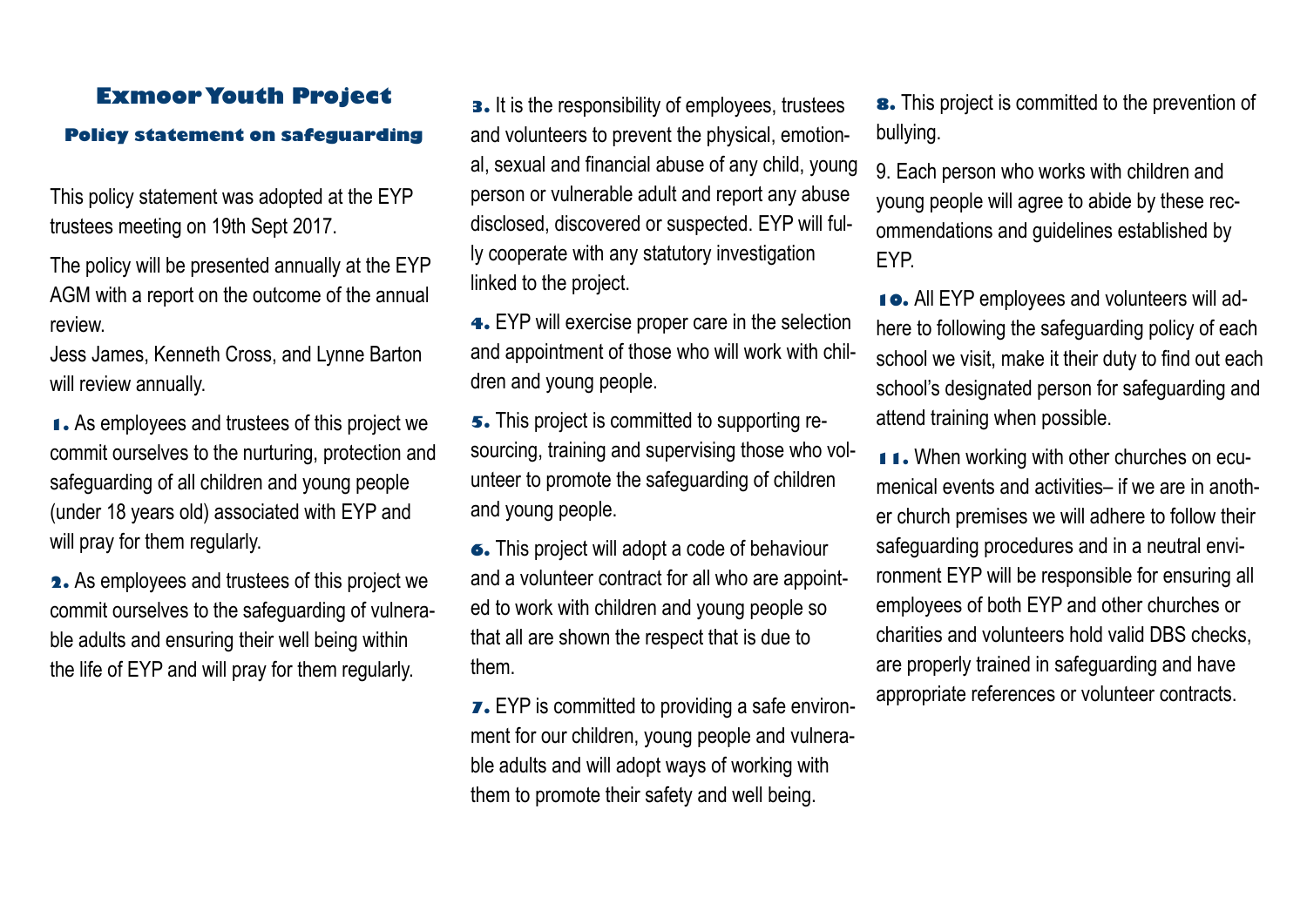# Exmoor Youth Project

## Policy statement on safeguarding

This policy statement was adopted at the EYP trustees meeting on 19th Sept 2017.

The policy will be presented annually at the EYP AGM with a report on the outcome of the annual review.

Jess James, Kenneth Cross, and Lynne Barton will review annually.

**1.** As employees and trustees of this project we commit ourselves to the nurturing, protection and safeguarding of all children and young people (under 18 years old) associated with EYP and will pray for them regularly.

**2.** As employees and trustees of this project we commit ourselves to the safeguarding of vulnerable adults and ensuring their well being within the life of EYP and will pray for them regularly.

**3.** It is the responsibility of employees, trustees and volunteers to prevent the physical, emotional, sexual and financial abuse of any child, young person or vulnerable adult and report any abuse disclosed, discovered or suspected. EYP will fully cooperate with any statutory investigation linked to the project.

**4.** EYP will exercise proper care in the selection and appointment of those who will work with children and young people.

**5.** This project is committed to supporting resourcing, training and supervising those who volunteer to promote the safeguarding of children and young people.

**6.** This project will adopt a code of behaviour and a volunteer contract for all who are appointed to work with children and young people so that all are shown the respect that is due to them.

**7.** EYP is committed to providing a safe environment for our children, young people and vulnerable adults and will adopt ways of working with them to promote their safety and well being.

**8.** This project is committed to the prevention of bullying.

9. Each person who works with children and young people will agree to abide by these recommendations and guidelines established by EYP.

**10.** All EYP employees and volunteers will adhere to following the safeguarding policy of each school we visit, make it their duty to find out each school's designated person for safeguarding and attend training when possible.

**11.** When working with other churches on ecumenical events and activities– if we are in another church premises we will adhere to follow their safeguarding procedures and in a neutral environment EYP will be responsible for ensuring all employees of both EYP and other churches or charities and volunteers hold valid DBS checks, are properly trained in safeguarding and have appropriate references or volunteer contracts.